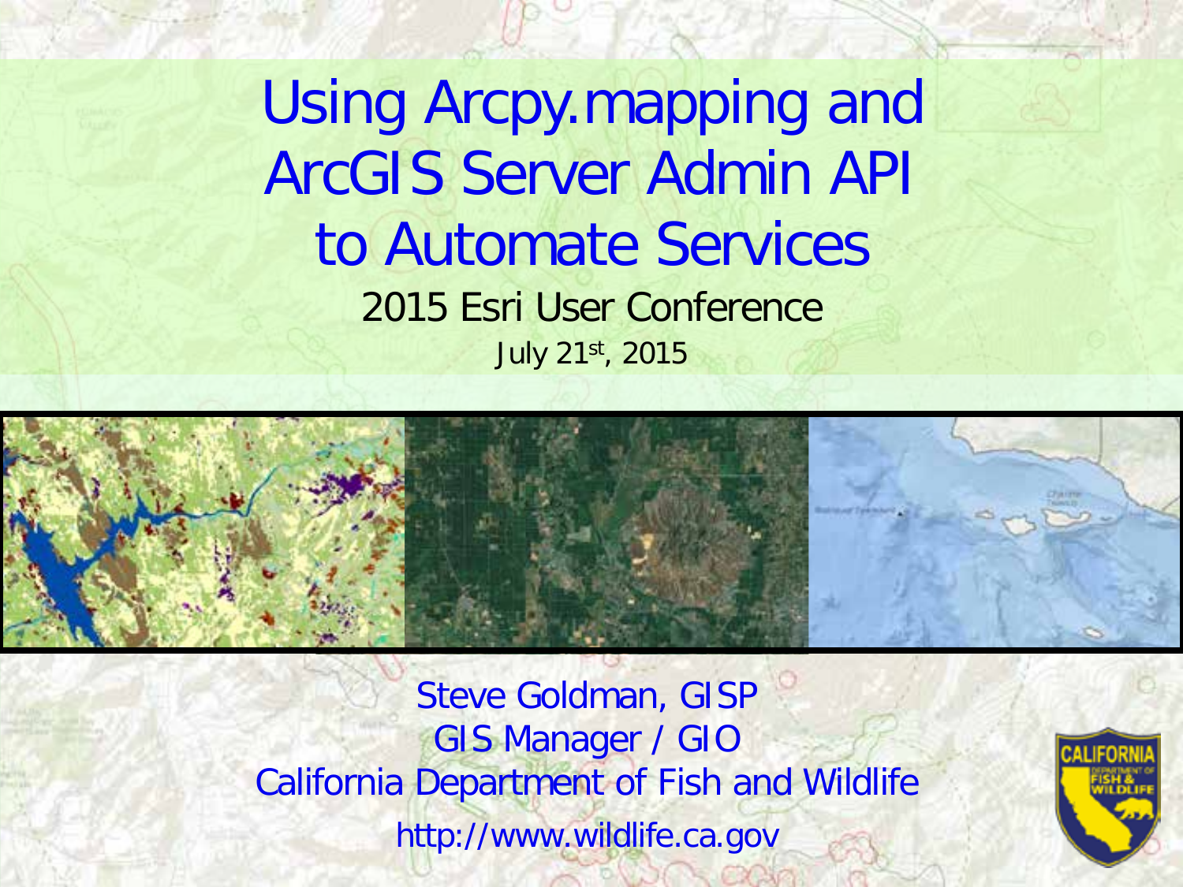# Using Arcpy.mapping and ArcGIS Server Admin API to Automate Services

2015 Esri User Conference

July 21st, 2015

Steve Goldman, GISP

GIS Manager / GIO

California Department of Fish and Wildlife

http://www.wildlife.ca.gov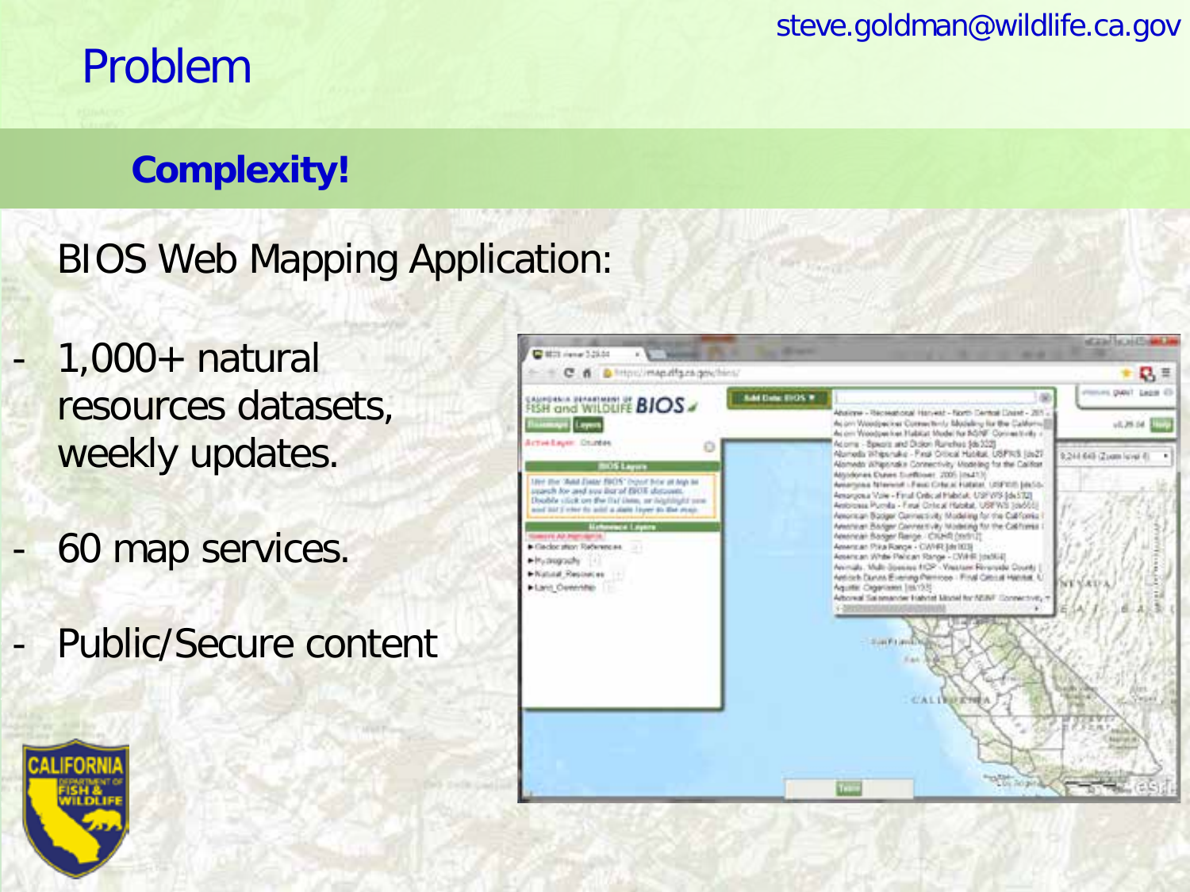# Problem

## Complexity!

BIOS Web Mapping Application:

- 1,000+ natural resources datasets, weekly updates.
- 60 map services.
- Public/Secure content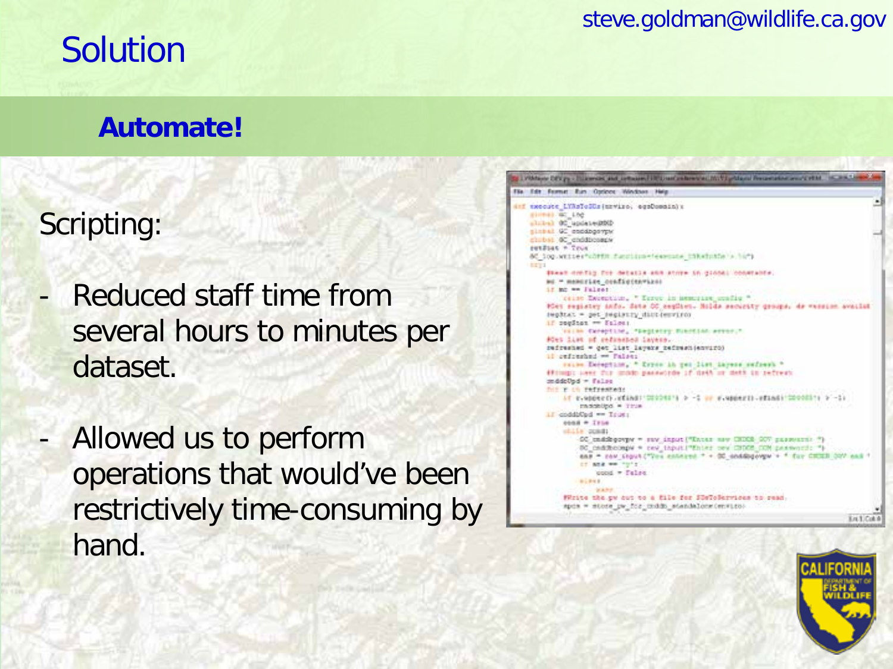# Solution

## **Automate!**

Scripting:

- Reduced staff time from several hours to minutes per dataset.

- Allowed us to perform operations that would've been restrictively time-consuming by hand.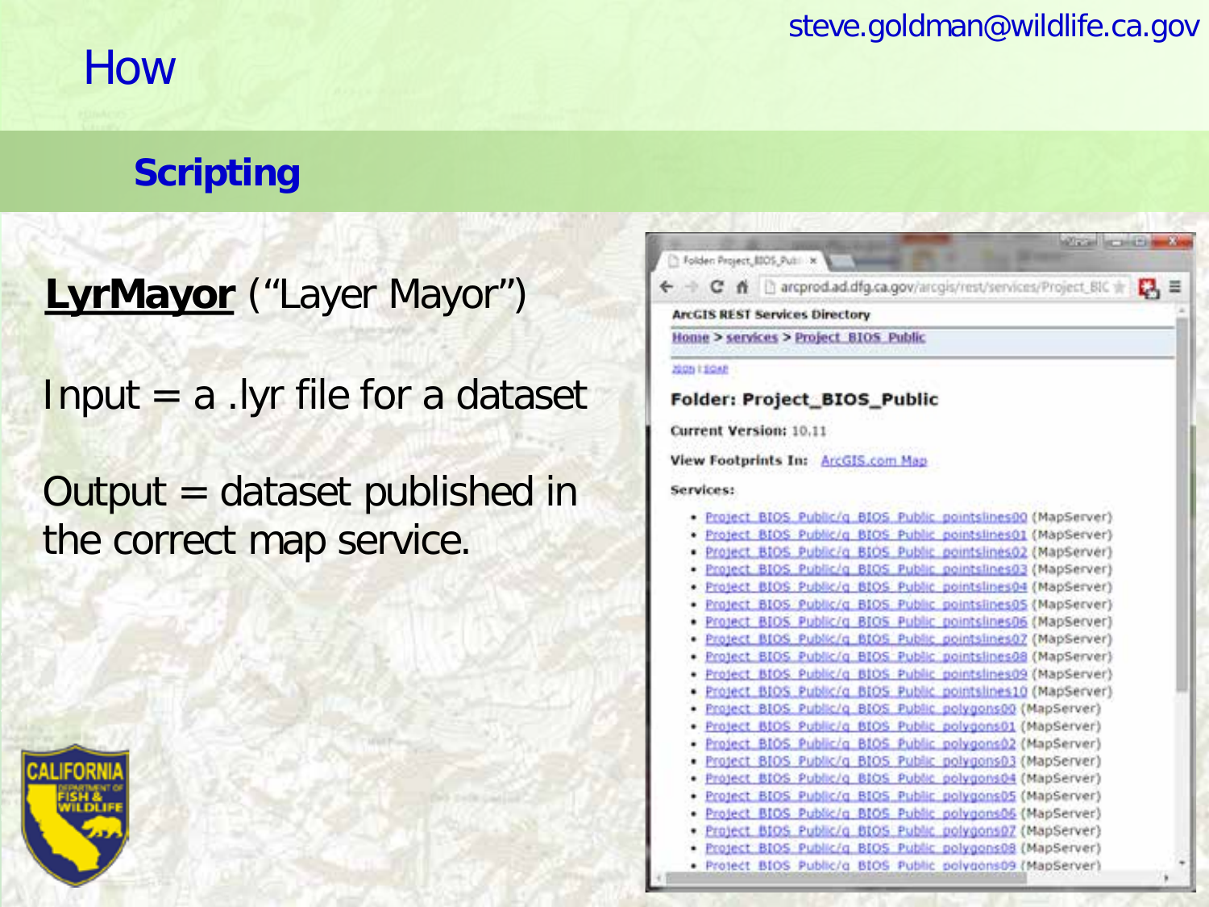# How

## Scripting

**LyrMayor** ("Layer Mayor")

Input = a .lyr file for a dataset

Output = dataset published in the correct map service.

ArcGIS REST Services Directory

Home > services > Project_BIOS_Public

JSON | SOAP

**Folder: Project_BIOS_Public**

**Current Version:** 10.11

**View Footprints In:** ArcGIS.com Map

**Services:**

- Project_BIOS_Public/q_BIOS_Public_pointslines00 (MapServer)
- Project_BIOS_Public/q_BIOS_Public_pointslines01 (MapServer)
- Project_BIOS_Public/q_BIOS_Public_pointslines02 (MapServer)
- Project_BIOS_Public/q_BIOS_Public_pointslines03 (MapServer)
- Project_BIOS_Public/q_BIOS_Public_pointslines04 (MapServer)
- Project_BIOS_Public/q_BIOS_Public_pointslines05 (MapServer)
- Project_BIOS_Public/q_BIOS_Public_pointslines06 (MapServer)
- Project_BIOS_Public/q_BIOS_Public_pointslines07 (MapServer)
- Project_BIOS_Public/q_BIOS_Public_pointslines08 (MapServer)
- Project_BIOS_Public/q_BIOS_Public_pointslines09 (MapServer)
- Project_BIOS_Public/q_BIOS_Public_pointslines10 (MapServer)
- Project_BIOS_Public/q_BIOS_Public_polygons00 (MapServer)
- Project_BIOS_Public/q_BIOS_Public_polygons01 (MapServer)
- Project_BIOS_Public/q_BIOS_Public_polygons02 (MapServer)
- Project_BIOS_Public/q_BIOS_Public_polygons03 (MapServer)
- Project_BIOS_Public/q_BIOS_Public_polygons04 (MapServer)
- Project_BIOS_Public/q_BIOS_Public_polygons05 (MapServer)
- Project_BIOS_Public/q_BIOS_Public_polygons06 (MapServer)
- Project_BIOS_Public/q_BIOS_Public_polygons07 (MapServer)
- Project_BIOS_Public/q_BIOS_Public_polygons08 (MapServer)
- Project_BIOS_Public/q_BIOS_Public_polygons09 (MapServer)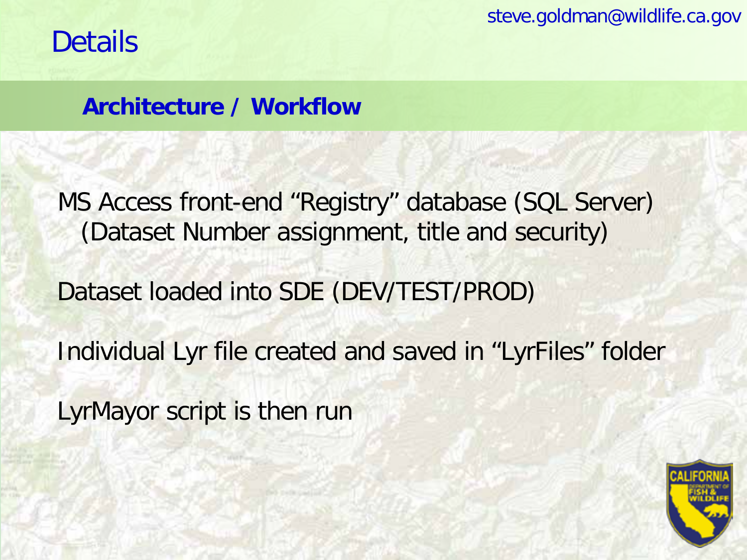# Details

## Architecture / Workflow

MS Access front-end “Registry” database (SQL Server)
(Dataset Number assignment, title and security)

Dataset loaded into SDE (DEV/TEST/PROD)

Individual Lyr file created and saved in “LyrFiles” folder

LyrMayor script is then run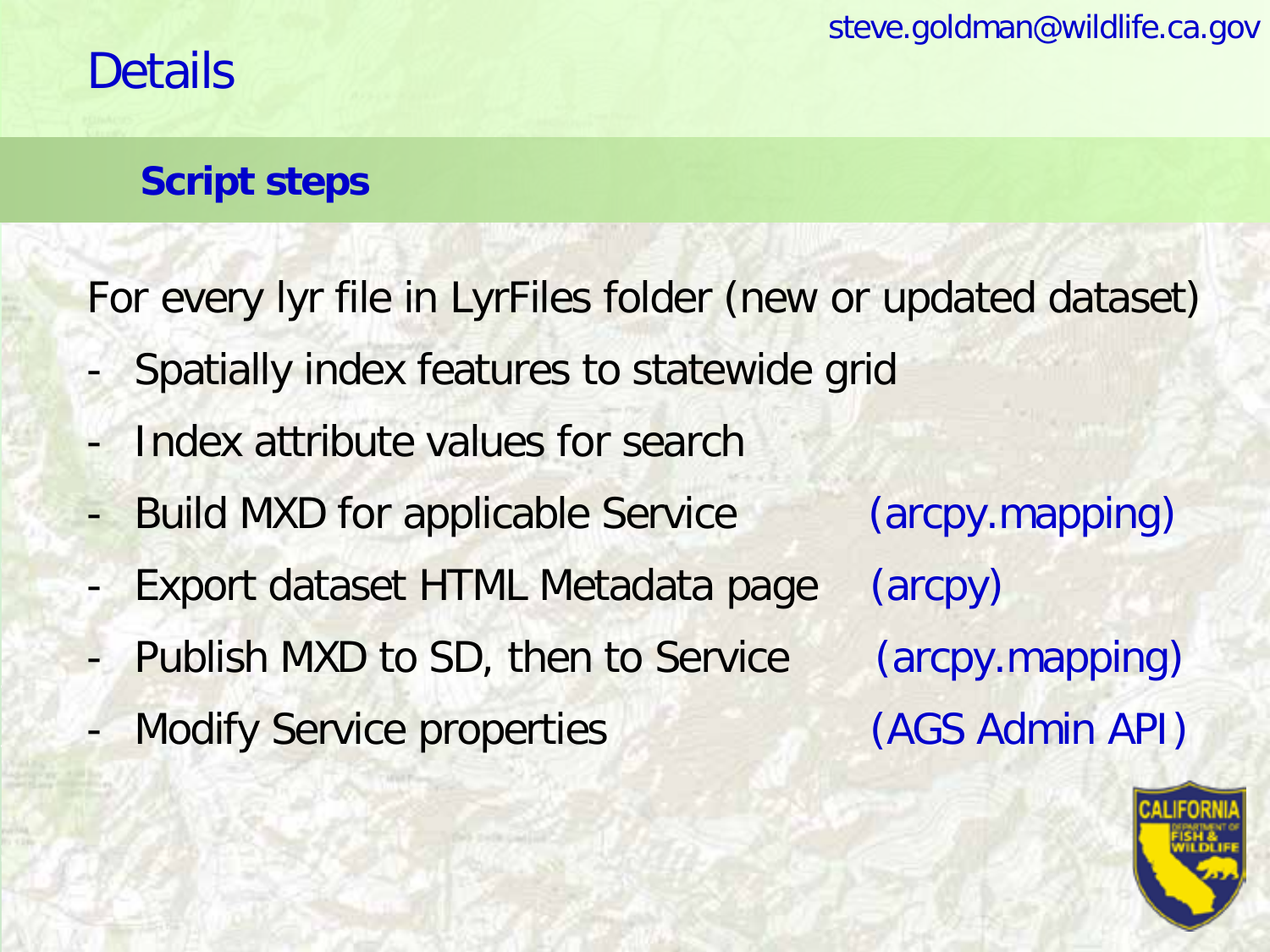steve.goldman@wildlife.ca.gov

# Details

## Script steps

For every lyr file in LyrFiles folder (new or updated dataset)

- Spatially index features to statewide grid
- Index attribute values for search
- Build MXD for applicable Service (arcpy.mapping)
- Export dataset HTML Metadata page (arcpy)
- Publish MXD to SD, then to Service (arcpy.mapping)
- Modify Service properties (AGS Admin API)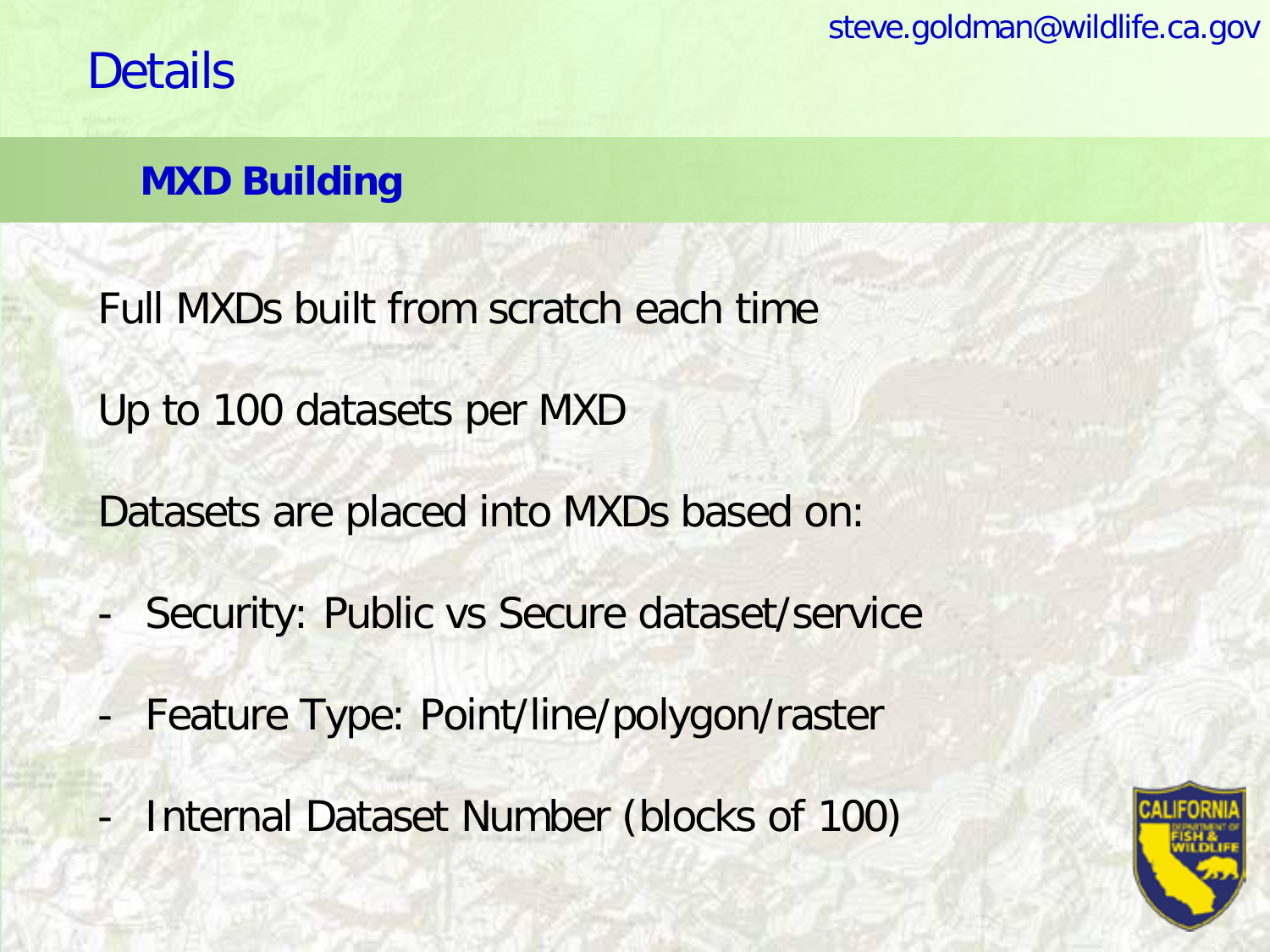# Details

## MXD Building

Full MXDs built from scratch each time

Up to 100 datasets per MXD

Datasets are placed into MXDs based on:

- Security: Public vs Secure dataset/service
- Feature Type: Point/line/polygon/raster
- Internal Dataset Number (blocks of 100)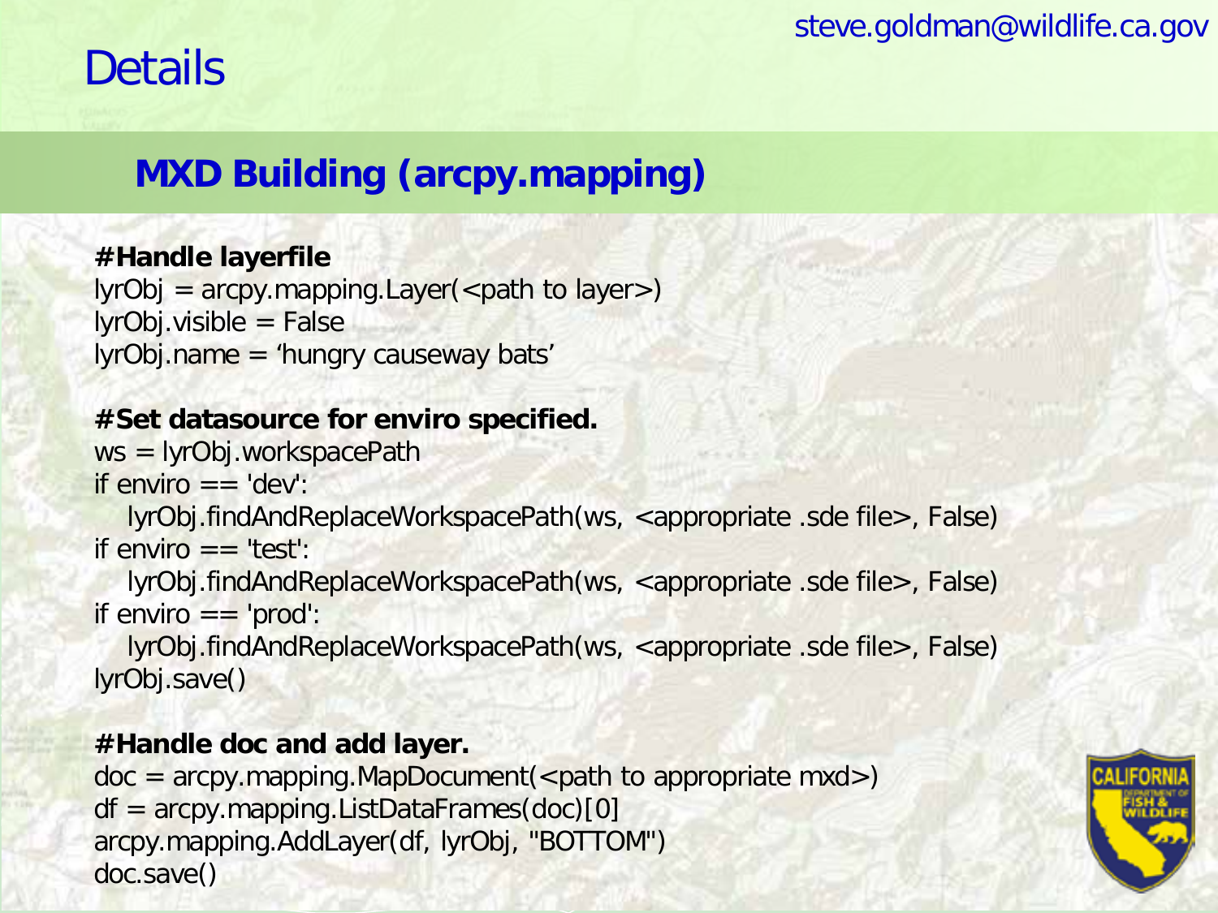# Details

## MXD Building (arcpy.mapping)

```
#Handle layerfile
lyrObj = arcpy.mapping.Layer(<path to layer>)
lyrObj.visible = False
lyrObj.name = 'hungry causeway bats'

#Set datasource for enviro specified.
ws = lyrObj.workspacePath
if enviro == 'dev':
   lyrObj.findAndReplaceWorkspacePath(ws, <appropriate .sde file>, False)
if enviro == 'test':
   lyrObj.findAndReplaceWorkspacePath(ws, <appropriate .sde file>, False)
if enviro == 'prod':
   lyrObj.findAndReplaceWorkspacePath(ws, <appropriate .sde file>, False)
lyrObj.save()

#Handle doc and add layer.
doc = arcpy.mapping.MapDocument(<path to appropriate mxd>)
df = arcpy.mapping.ListDataFrames(doc)[0]
arcpy.mapping.AddLayer(df, lyrObj, "BOTTOM")
doc.save()
```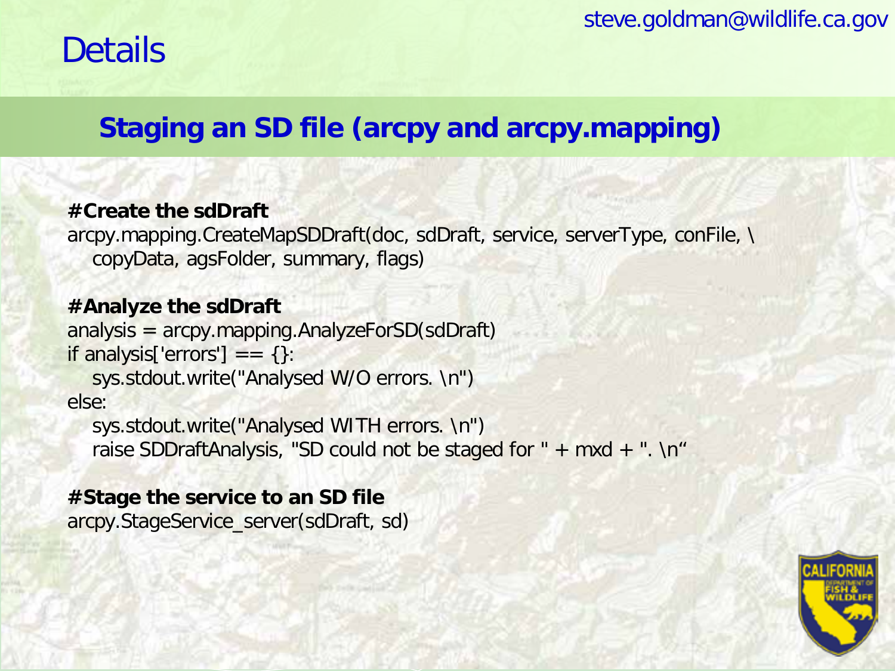steve.goldman@wildlife.ca.gov

# Details

## Staging an SD file (arcpy and arcpy.mapping)

```
#Create the sdDraft
arcpy.mapping.CreateMapSDDraft(doc, sdDraft, service, serverType, conFile, \
    copyData, agsFolder, summary, flags)

#Analyze the sdDraft
analysis = arcpy.mapping.AnalyzeForSD(sdDraft)
if analysis['errors'] == {}:
    sys.stdout.write("Analysed W/O errors. \n")
else:
    sys.stdout.write("Analysed WITH errors. \n")
    raise SDDraftAnalysis, "SD could not be staged for " + mxd + ". \n“

#Stage the service to an SD file
arcpy.StageService_server(sdDraft, sd)
```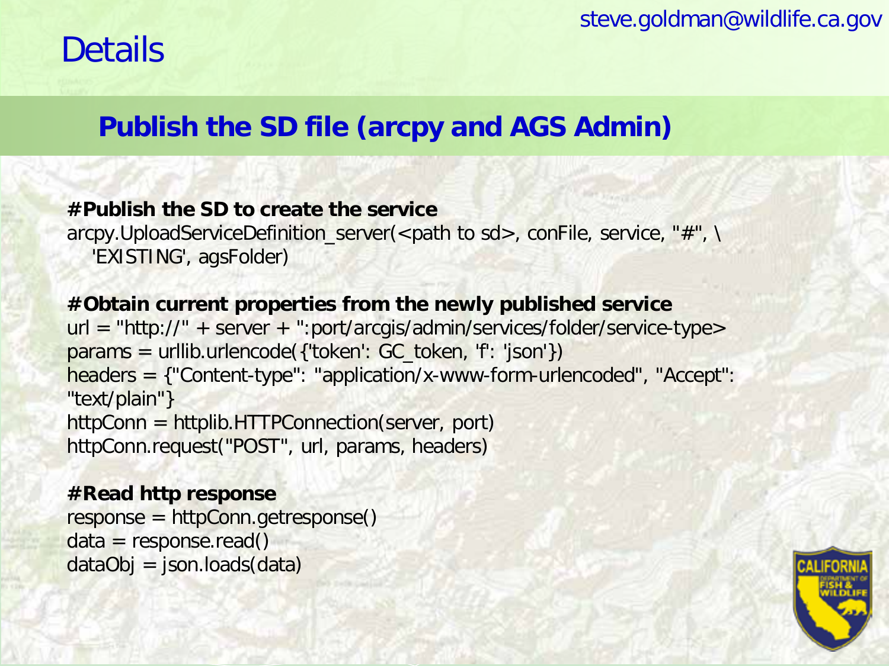steve.goldman@wildlife.ca.gov

# Details

## Publish the SD file (arcpy and AGS Admin)

```
#Publish the SD to create the service
arcpy.UploadServiceDefinition_server(<path to sd>, conFile, service, "#", \
    'EXISTING', agsFolder)

#Obtain current properties from the newly published service
url = "http://" + server + ":port/arcgis/admin/services/folder/service-type>
params = urllib.urlencode({'token': GC_token, 'f': 'json'})
headers = {"Content-type": "application/x-www-form-urlencoded", "Accept":
"text/plain"}
httpConn = httplib.HTTPConnection(server, port)
httpConn.request("POST", url, params, headers)

#Read http response
response = httpConn.getresponse()
data = response.read()
dataObj = json.loads(data)
```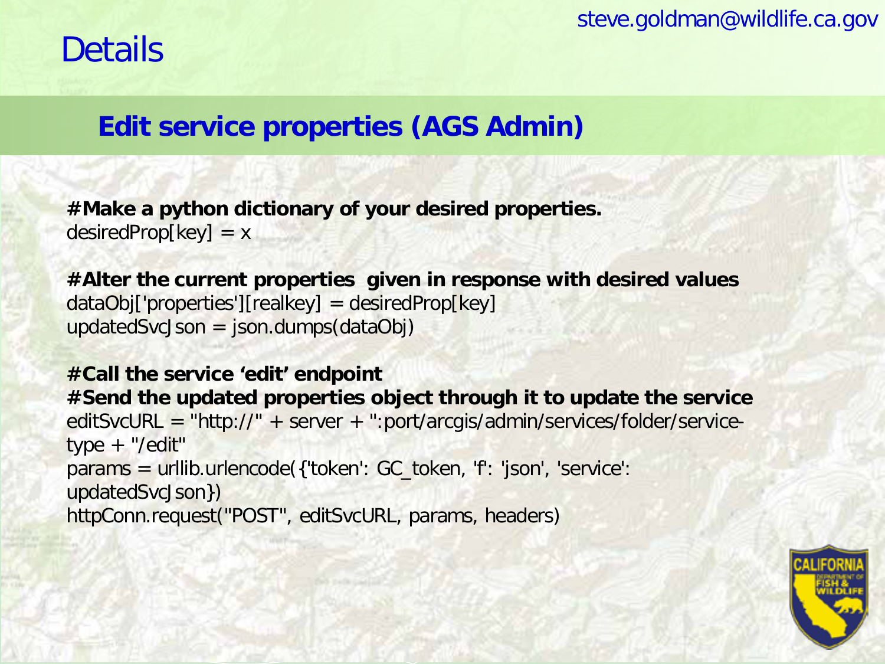# Details

## Edit service properties (AGS Admin)

```
#Make a python dictionary of your desired properties.
desiredProp[key] = x

#Alter the current properties  given in response with desired values
dataObj['properties'][realkey] = desiredProp[key]
updatedSvcJson = json.dumps(dataObj)

#Call the service 'edit' endpoint
#Send the updated properties object through it to update the service
editSvcURL = "http://" + server + ":port/arcgis/admin/services/folder/service-type + "/edit"
params = urllib.urlencode({'token': GC_token, 'f': 'json', 'service': updatedSvcJson})
httpConn.request("POST", editSvcURL, params, headers)
```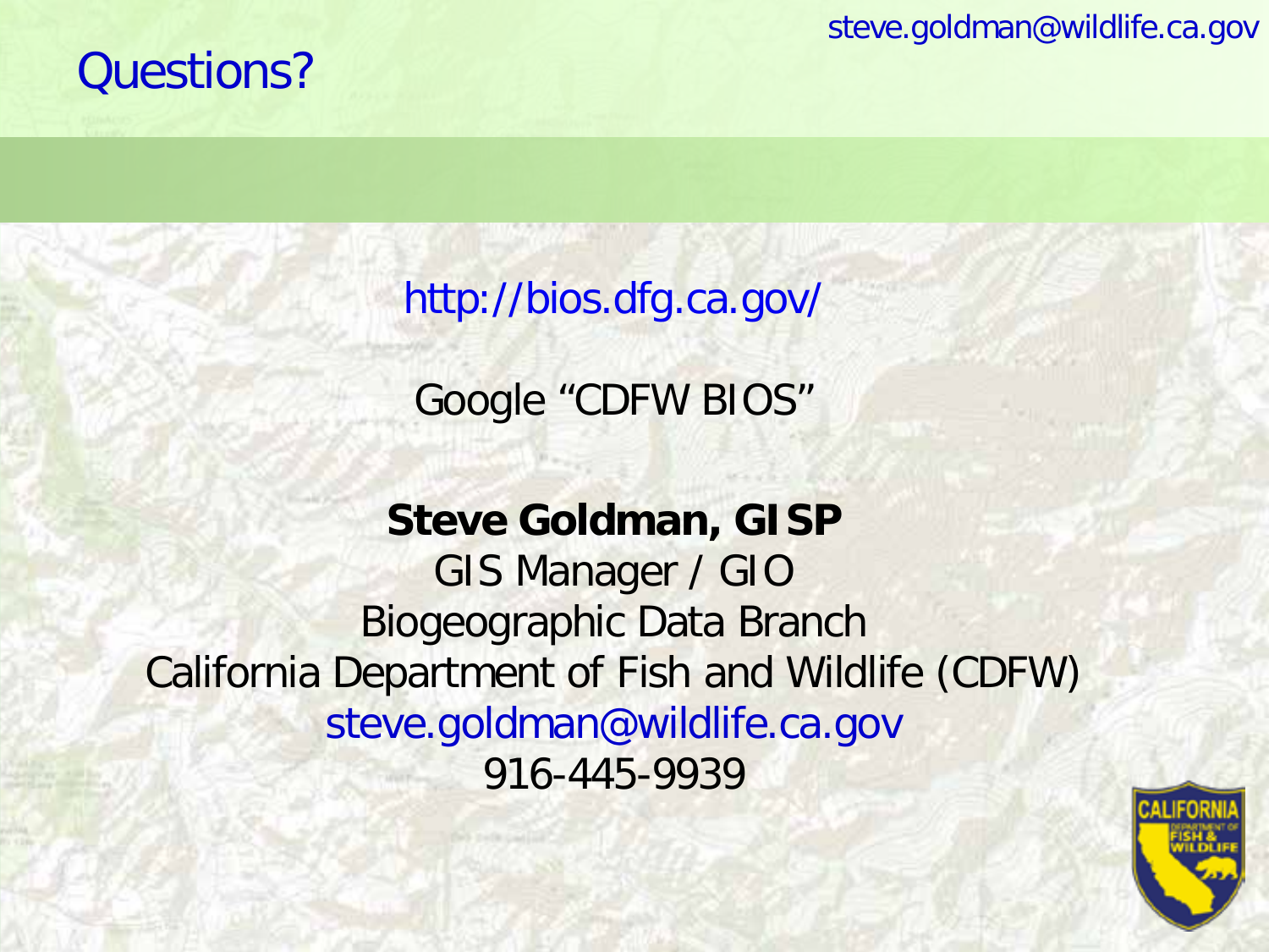# Questions?

steve.goldman@wildlife.ca.gov

http://bios.dfg.ca.gov/

Google “CDFW BIOS”

**Steve Goldman, GISP**
GIS Manager / GIO
Biogeographic Data Branch
California Department of Fish and Wildlife (CDFW)
steve.goldman@wildlife.ca.gov
916-445-9939